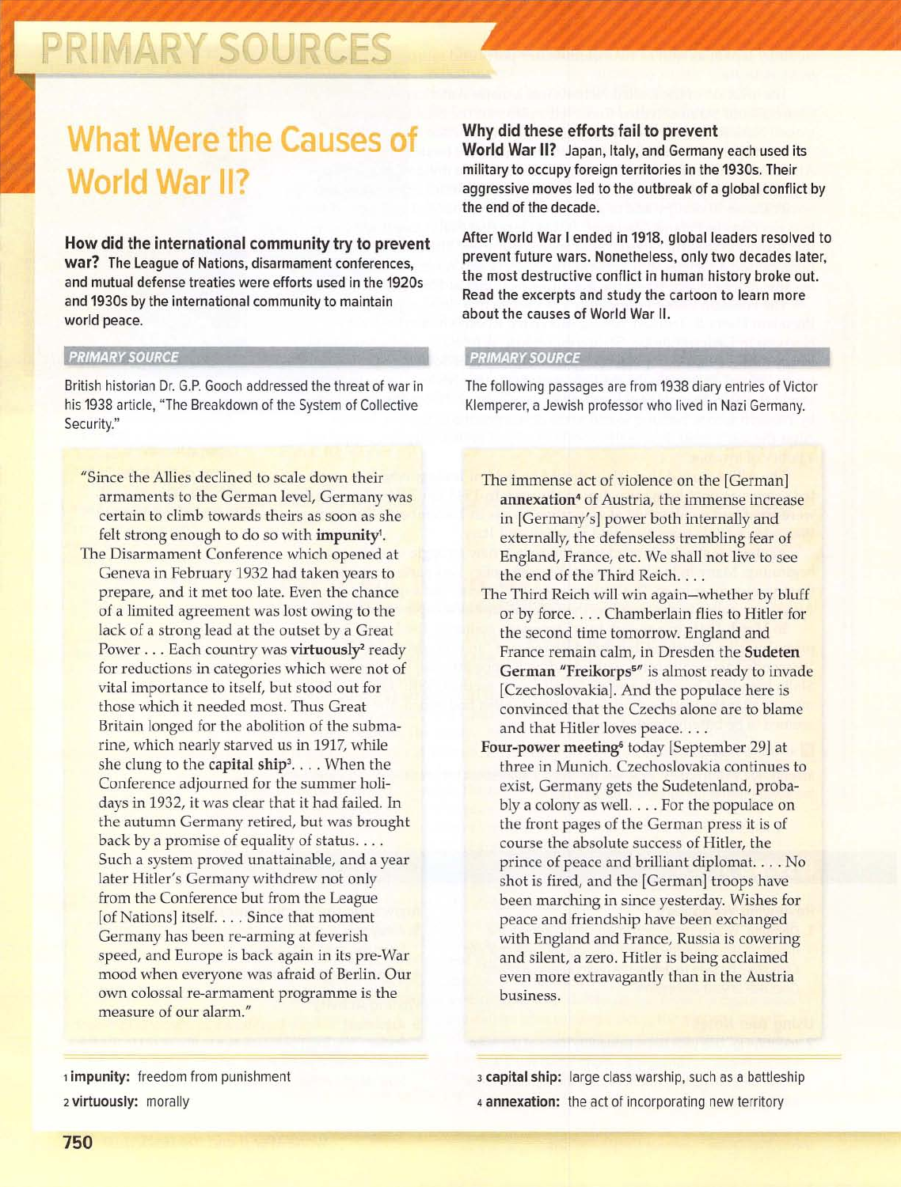# PRIMARY SOURCES

## What Were the Causes of World War II?

**How did the international community try to prevent war?** The League of Nations, disarmament conferences, and mutual defense treaties were efforts used in the 1920s and 1930s by the international community to maintain world peace.

**Why did these efforts fail to prevent World War II?** Japan, Italy, and Germany each used its military to occupy foreign territories in the 1930s. Their aggressive moves led to the outbreak of a global conflict by the end of the decade.

After World War I ended in 1918, global leaders resolved to prevent future wars. Nonetheless, only two decades later, the most destructive conflict in human history broke out. Read the excerpts and study the cartoon to learn more about the causes of World War II.

### *PRIMARY SOURCE*

British historian Dr. G.P. Gooch addressed the threat of war in his 1938 article, "The Breakdown of the System of Collective Security."

> "Since the Allies declined to scale down their armaments to the German level, Germany was certain to climb towards theirs as soon as she felt strong enough to do so with **impunity**[1].
>
> The Disarmament Conference which opened at Geneva in February 1932 had taken years to prepare, and it met too late. Even the chance of a limited agreement was lost owing to the lack of a strong lead at the outset by a Great Power . . . Each country was **virtuously**[2] ready for reductions in categories which were not of vital importance to itself, but stood out for those which it needed most. Thus Great Britain longed for the abolition of the submarine, which nearly starved us in 1917, while she clung to the **capital ship**[3]. . . . When the Conference adjourned for the summer holidays in 1932, it was clear that it had failed. In the autumn Germany retired, but was brought back by a promise of equality of status. . . . Such a system proved unattainable, and a year later Hitler's Germany withdrew not only from the Conference but from the League [of Nations] itself. . . . Since that moment Germany has been re-arming at feverish speed, and Europe is back again in its pre-War mood when everyone was afraid of Berlin. Our own colossal re-armament programme is the measure of our alarm."

### *PRIMARY SOURCE*

The following passages are from 1938 diary entries of Victor Klemperer, a Jewish professor who lived in Nazi Germany.

> The immense act of violence on the [German] **annexation**[4] of Austria, the immense increase in [Germany's] power both internally and externally, the defenseless trembling fear of England, France, etc. We shall not live to see the end of the Third Reich. . . .
>
> The Third Reich will win again—whether by bluff or by force. . . . Chamberlain flies to Hitler for the second time tomorrow. England and France remain calm, in Dresden the **Sudeten German "Freikorps**[5]**"** is almost ready to invade [Czechoslovakia]. And the populace here is convinced that the Czechs alone are to blame and that Hitler loves peace. . . .
>
> **Four-power meeting**[6] today [September 29] at three in Munich. Czechoslovakia continues to exist, Germany gets the Sudetenland, probably a colony as well. . . . For the populace on the front pages of the German press it is of course the absolute success of Hitler, the prince of peace and brilliant diplomat. . . . No shot is fired, and the [German] troops have been marching in since yesterday. Wishes for peace and friendship have been exchanged with England and France, Russia is cowering and silent, a zero. Hitler is being acclaimed even more extravagantly than in the Austria business.

1 **impunity:** freedom from punishment
2 **virtuously:** morally
3 **capital ship:** large class warship, such as a battleship
4 **annexation:** the act of incorporating new territory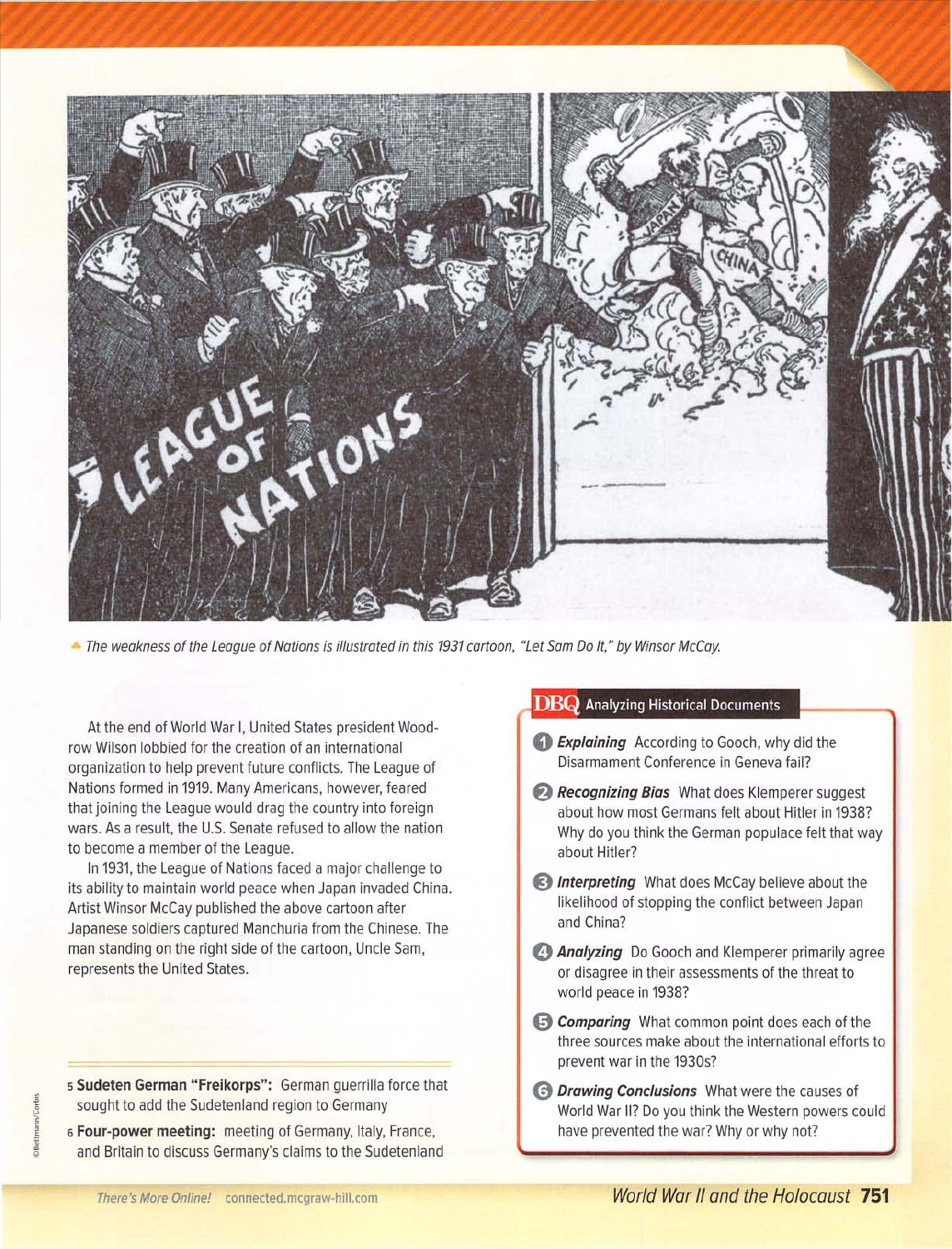▲ *The weakness of the League of Nations is illustrated in this 1931 cartoon, "Let Sam Do It," by Winsor McCay.*

At the end of World War I, United States president Woodrow Wilson lobbied for the creation of an international organization to help prevent future conflicts. The League of Nations formed in 1919. Many Americans, however, feared that joining the League would drag the country into foreign wars. As a result, the U.S. Senate refused to allow the nation to become a member of the League.

In 1931, the League of Nations faced a major challenge to its ability to maintain world peace when Japan invaded China. Artist Winsor McCay published the above cartoon after Japanese soldiers captured Manchuria from the Chinese. The man standing on the right side of the cartoon, Uncle Sam, represents the United States.

---

5 **Sudeten German "Freikorps":** German guerrilla force that sought to add the Sudetenland region to Germany

6 **Four-power meeting:** meeting of Germany, Italy, France, and Britain to discuss Germany's claims to the Sudetenland

## DBQ Analyzing Historical Documents

1. ***Explaining*** According to Gooch, why did the Disarmament Conference in Geneva fail?
2. ***Recognizing Bias*** What does Klemperer suggest about how most Germans felt about Hitler in 1938? Why do you think the German populace felt that way about Hitler?
3. ***Interpreting*** What does McCay believe about the likelihood of stopping the conflict between Japan and China?
4. ***Analyzing*** Do Gooch and Klemperer primarily agree or disagree in their assessments of the threat to world peace in 1938?
5. ***Comparing*** What common point does each of the three sources make about the international efforts to prevent war in the 1930s?
6. ***Drawing Conclusions*** What were the causes of World War II? Do you think the Western powers could have prevented the war? Why or why not?